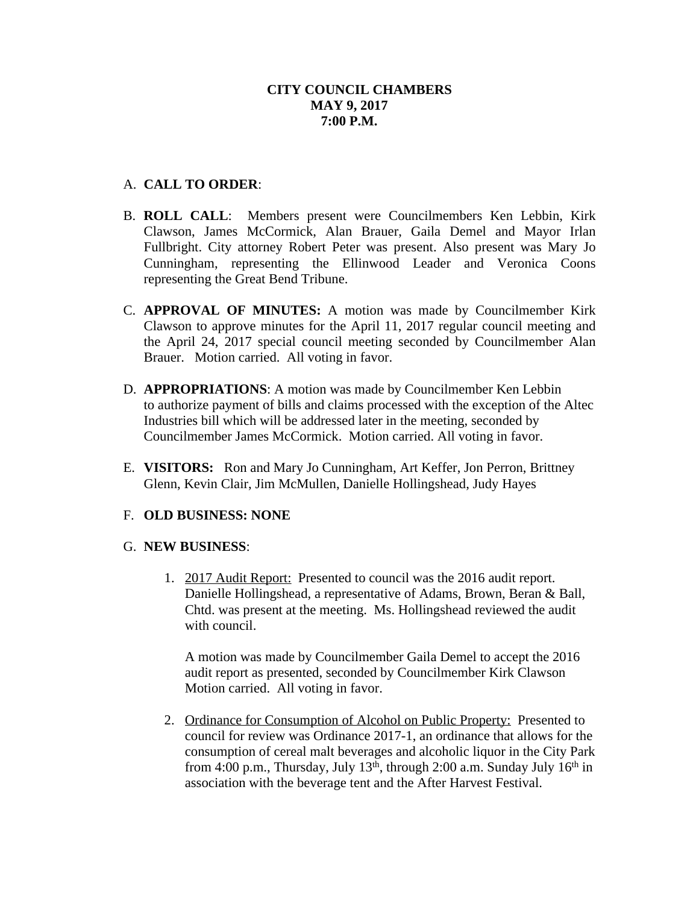**CITY COUNCIL CHAMBERS**
**MAY 9, 2017**
**7:00 P.M.**

A. **CALL TO ORDER**:

B. **ROLL CALL**: Members present were Councilmembers Ken Lebbin, Kirk Clawson, James McCormick, Alan Brauer, Gaila Demel and Mayor Irlan Fullbright. City attorney Robert Peter was present. Also present was Mary Jo Cunningham, representing the Ellinwood Leader and Veronica Coons representing the Great Bend Tribune.

C. **APPROVAL OF MINUTES:** A motion was made by Councilmember Kirk Clawson to approve minutes for the April 11, 2017 regular council meeting and the April 24, 2017 special council meeting seconded by Councilmember Alan Brauer. Motion carried. All voting in favor.

D. **APPROPRIATIONS**: A motion was made by Councilmember Ken Lebbin to authorize payment of bills and claims processed with the exception of the Altec Industries bill which will be addressed later in the meeting, seconded by Councilmember James McCormick. Motion carried. All voting in favor.

E. **VISITORS:** Ron and Mary Jo Cunningham, Art Keffer, Jon Perron, Brittney Glenn, Kevin Clair, Jim McMullen, Danielle Hollingshead, Judy Hayes

F. **OLD BUSINESS: NONE**

G. **NEW BUSINESS**:

1. 2017 Audit Report: Presented to council was the 2016 audit report. Danielle Hollingshead, a representative of Adams, Brown, Beran & Ball, Chtd. was present at the meeting. Ms. Hollingshead reviewed the audit with council.

   A motion was made by Councilmember Gaila Demel to accept the 2016 audit report as presented, seconded by Councilmember Kirk Clawson Motion carried. All voting in favor.

2. Ordinance for Consumption of Alcohol on Public Property: Presented to council for review was Ordinance 2017-1, an ordinance that allows for the consumption of cereal malt beverages and alcoholic liquor in the City Park from 4:00 p.m., Thursday, July 13th, through 2:00 a.m. Sunday July 16th in association with the beverage tent and the After Harvest Festival.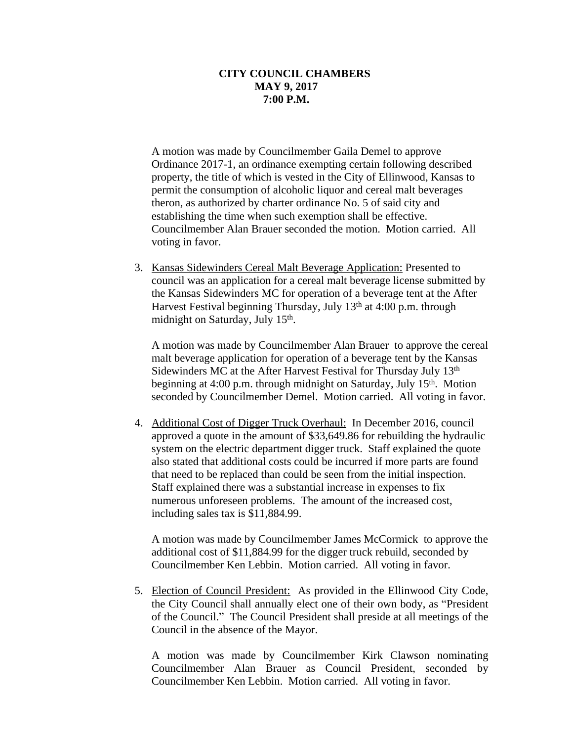**CITY COUNCIL CHAMBERS**
**MAY 9, 2017**
**7:00 P.M.**

A motion was made by Councilmember Gaila Demel to approve Ordinance 2017-1, an ordinance exempting certain following described property, the title of which is vested in the City of Ellinwood, Kansas to permit the consumption of alcoholic liquor and cereal malt beverages theron, as authorized by charter ordinance No. 5 of said city and establishing the time when such exemption shall be effective. Councilmember Alan Brauer seconded the motion. Motion carried. All voting in favor.

3. Kansas Sidewinders Cereal Malt Beverage Application: Presented to council was an application for a cereal malt beverage license submitted by the Kansas Sidewinders MC for operation of a beverage tent at the After Harvest Festival beginning Thursday, July 13th at 4:00 p.m. through midnight on Saturday, July 15th.

   A motion was made by Councilmember Alan Brauer to approve the cereal malt beverage application for operation of a beverage tent by the Kansas Sidewinders MC at the After Harvest Festival for Thursday July 13th beginning at 4:00 p.m. through midnight on Saturday, July 15th. Motion seconded by Councilmember Demel. Motion carried. All voting in favor.

4. Additional Cost of Digger Truck Overhaul: In December 2016, council approved a quote in the amount of $33,649.86 for rebuilding the hydraulic system on the electric department digger truck. Staff explained the quote also stated that additional costs could be incurred if more parts are found that need to be replaced than could be seen from the initial inspection. Staff explained there was a substantial increase in expenses to fix numerous unforeseen problems. The amount of the increased cost, including sales tax is $11,884.99.

   A motion was made by Councilmember James McCormick to approve the additional cost of $11,884.99 for the digger truck rebuild, seconded by Councilmember Ken Lebbin. Motion carried. All voting in favor.

5. Election of Council President: As provided in the Ellinwood City Code, the City Council shall annually elect one of their own body, as "President of the Council." The Council President shall preside at all meetings of the Council in the absence of the Mayor.

   A motion was made by Councilmember Kirk Clawson nominating Councilmember Alan Brauer as Council President, seconded by Councilmember Ken Lebbin. Motion carried. All voting in favor.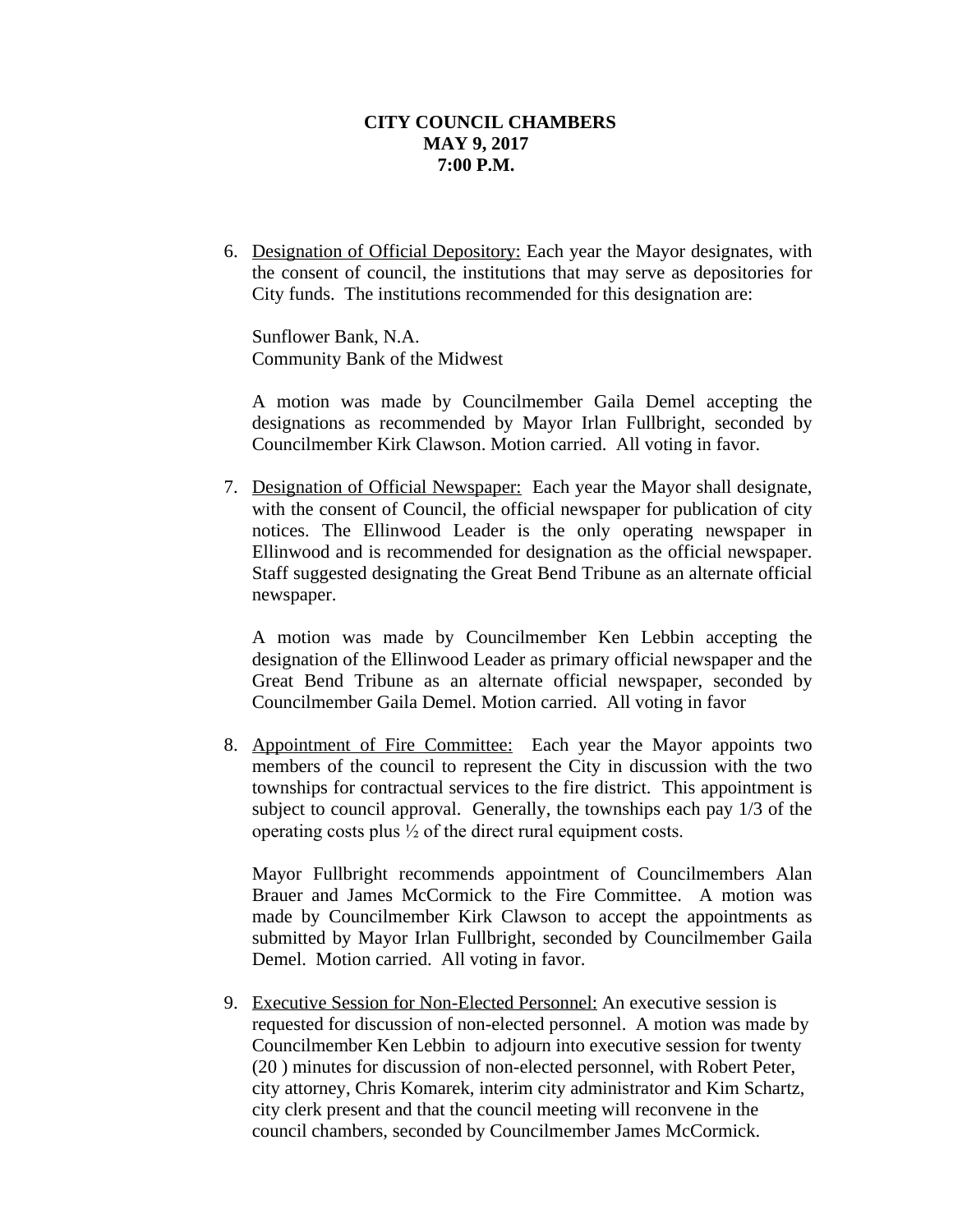**CITY COUNCIL CHAMBERS**
**MAY 9, 2017**
**7:00 P.M.**

6. Designation of Official Depository: Each year the Mayor designates, with the consent of council, the institutions that may serve as depositories for City funds. The institutions recommended for this designation are:

   Sunflower Bank, N.A.
   Community Bank of the Midwest

   A motion was made by Councilmember Gaila Demel accepting the designations as recommended by Mayor Irlan Fullbright, seconded by Councilmember Kirk Clawson. Motion carried. All voting in favor.

7. Designation of Official Newspaper: Each year the Mayor shall designate, with the consent of Council, the official newspaper for publication of city notices. The Ellinwood Leader is the only operating newspaper in Ellinwood and is recommended for designation as the official newspaper. Staff suggested designating the Great Bend Tribune as an alternate official newspaper.

   A motion was made by Councilmember Ken Lebbin accepting the designation of the Ellinwood Leader as primary official newspaper and the Great Bend Tribune as an alternate official newspaper, seconded by Councilmember Gaila Demel. Motion carried. All voting in favor

8. Appointment of Fire Committee: Each year the Mayor appoints two members of the council to represent the City in discussion with the two townships for contractual services to the fire district. This appointment is subject to council approval. Generally, the townships each pay 1/3 of the operating costs plus ½ of the direct rural equipment costs.

   Mayor Fullbright recommends appointment of Councilmembers Alan Brauer and James McCormick to the Fire Committee. A motion was made by Councilmember Kirk Clawson to accept the appointments as submitted by Mayor Irlan Fullbright, seconded by Councilmember Gaila Demel. Motion carried. All voting in favor.

9. Executive Session for Non-Elected Personnel: An executive session is requested for discussion of non-elected personnel. A motion was made by Councilmember Ken Lebbin to adjourn into executive session for twenty (20 ) minutes for discussion of non-elected personnel, with Robert Peter, city attorney, Chris Komarek, interim city administrator and Kim Schartz, city clerk present and that the council meeting will reconvene in the council chambers, seconded by Councilmember James McCormick.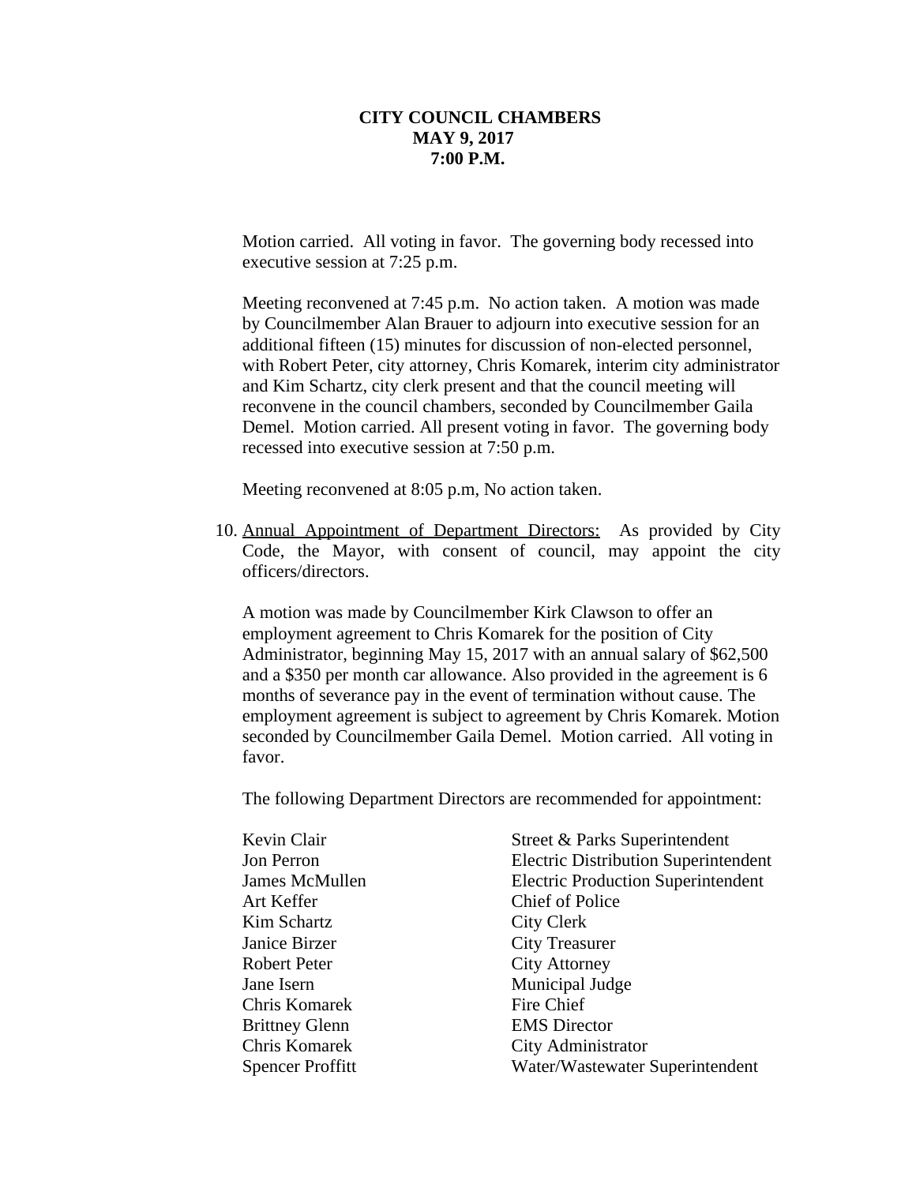**CITY COUNCIL CHAMBERS**
**MAY 9, 2017**
**7:00 P.M.**

Motion carried. All voting in favor. The governing body recessed into executive session at 7:25 p.m.

Meeting reconvened at 7:45 p.m. No action taken. A motion was made by Councilmember Alan Brauer to adjourn into executive session for an additional fifteen (15) minutes for discussion of non-elected personnel, with Robert Peter, city attorney, Chris Komarek, interim city administrator and Kim Schartz, city clerk present and that the council meeting will reconvene in the council chambers, seconded by Councilmember Gaila Demel. Motion carried. All present voting in favor. The governing body recessed into executive session at 7:50 p.m.

Meeting reconvened at 8:05 p.m, No action taken.

10. Annual Appointment of Department Directors: As provided by City Code, the Mayor, with consent of council, may appoint the city officers/directors.

    A motion was made by Councilmember Kirk Clawson to offer an employment agreement to Chris Komarek for the position of City Administrator, beginning May 15, 2017 with an annual salary of $62,500 and a $350 per month car allowance. Also provided in the agreement is 6 months of severance pay in the event of termination without cause. The employment agreement is subject to agreement by Chris Komarek. Motion seconded by Councilmember Gaila Demel. Motion carried. All voting in favor.

    The following Department Directors are recommended for appointment:

| | |
|---|---|
| Kevin Clair | Street & Parks Superintendent |
| Jon Perron | Electric Distribution Superintendent |
| James McMullen | Electric Production Superintendent |
| Art Keffer | Chief of Police |
| Kim Schartz | City Clerk |
| Janice Birzer | City Treasurer |
| Robert Peter | City Attorney |
| Jane Isern | Municipal Judge |
| Chris Komarek | Fire Chief |
| Brittney Glenn | EMS Director |
| Chris Komarek | City Administrator |
| Spencer Proffitt | Water/Wastewater Superintendent |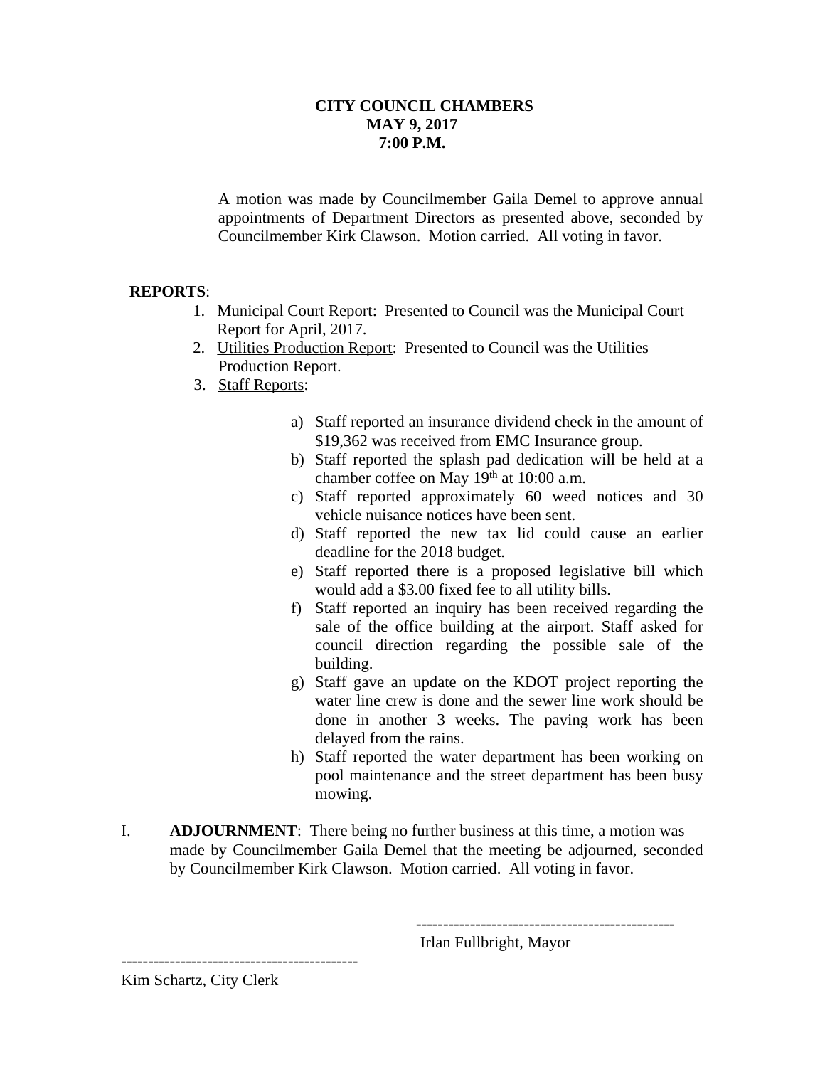**CITY COUNCIL CHAMBERS**
**MAY 9, 2017**
**7:00 P.M.**

A motion was made by Councilmember Gaila Demel to approve annual appointments of Department Directors as presented above, seconded by Councilmember Kirk Clawson. Motion carried. All voting in favor.

**REPORTS**:

1. Municipal Court Report: Presented to Council was the Municipal Court Report for April, 2017.
2. Utilities Production Report: Presented to Council was the Utilities Production Report.
3. Staff Reports:

   a) Staff reported an insurance dividend check in the amount of $19,362 was received from EMC Insurance group.
   b) Staff reported the splash pad dedication will be held at a chamber coffee on May 19th at 10:00 a.m.
   c) Staff reported approximately 60 weed notices and 30 vehicle nuisance notices have been sent.
   d) Staff reported the new tax lid could cause an earlier deadline for the 2018 budget.
   e) Staff reported there is a proposed legislative bill which would add a $3.00 fixed fee to all utility bills.
   f) Staff reported an inquiry has been received regarding the sale of the office building at the airport. Staff asked for council direction regarding the possible sale of the building.
   g) Staff gave an update on the KDOT project reporting the water line crew is done and the sewer line work should be done in another 3 weeks. The paving work has been delayed from the rains.
   h) Staff reported the water department has been working on pool maintenance and the street department has been busy mowing.

I. **ADJOURNMENT**: There being no further business at this time, a motion was made by Councilmember Gaila Demel that the meeting be adjourned, seconded by Councilmember Kirk Clawson. Motion carried. All voting in favor.

------------------------------------------------
Irlan Fullbright, Mayor

--------------------------------------------
Kim Schartz, City Clerk